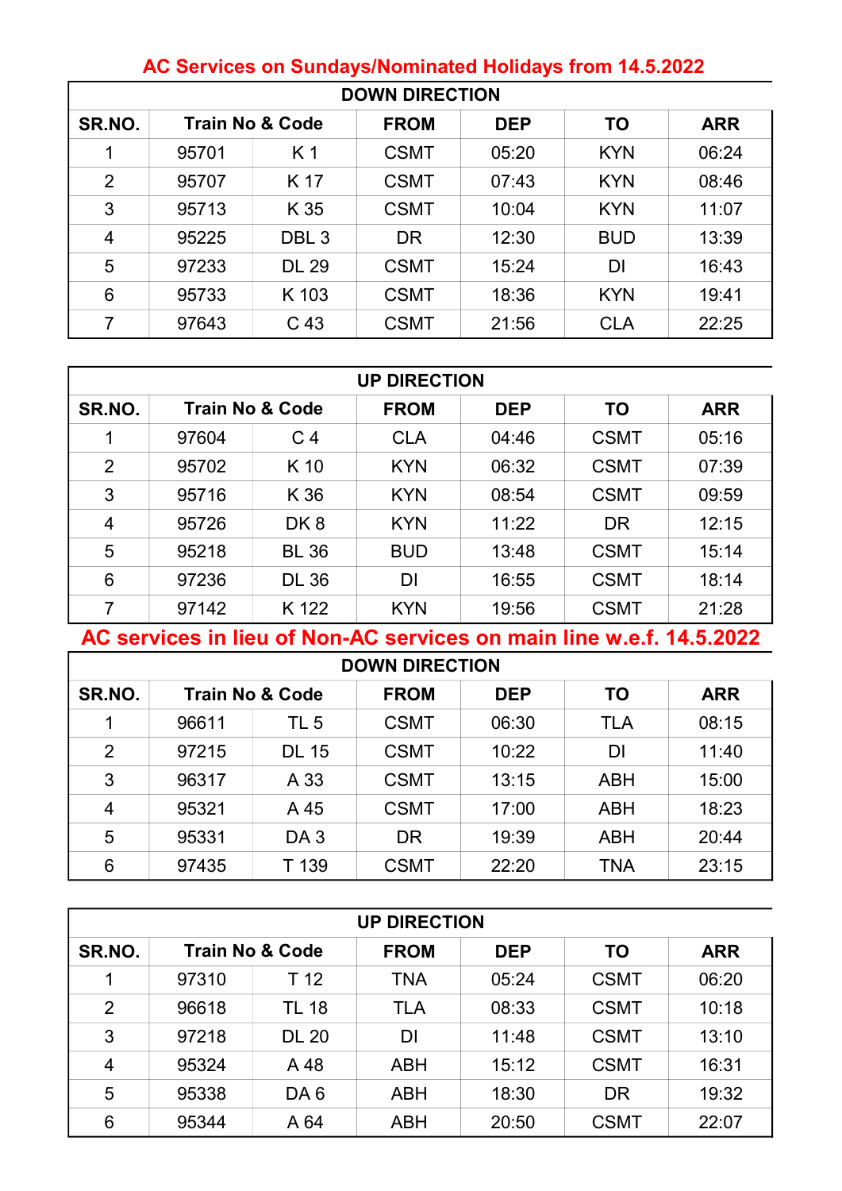## AC Services on Sundays/Nominated Holidays from 14.5.2022

| DOWN DIRECTION | | | | | | |
|---|---|---|---|---|---|---|
| SR.NO. | Train No & Code | | FROM | DEP | TO | ARR |
| 1 | 95701 | K 1 | CSMT | 05:20 | KYN | 06:24 |
| 2 | 95707 | K 17 | CSMT | 07:43 | KYN | 08:46 |
| 3 | 95713 | K 35 | CSMT | 10:04 | KYN | 11:07 |
| 4 | 95225 | DBL 3 | DR | 12:30 | BUD | 13:39 |
| 5 | 97233 | DL 29 | CSMT | 15:24 | DI | 16:43 |
| 6 | 95733 | K 103 | CSMT | 18:36 | KYN | 19:41 |
| 7 | 97643 | C 43 | CSMT | 21:56 | CLA | 22:25 |

| UP DIRECTION | | | | | | |
|---|---|---|---|---|---|---|
| SR.NO. | Train No & Code | | FROM | DEP | TO | ARR |
| 1 | 97604 | C 4 | CLA | 04:46 | CSMT | 05:16 |
| 2 | 95702 | K 10 | KYN | 06:32 | CSMT | 07:39 |
| 3 | 95716 | K 36 | KYN | 08:54 | CSMT | 09:59 |
| 4 | 95726 | DK 8 | KYN | 11:22 | DR | 12:15 |
| 5 | 95218 | BL 36 | BUD | 13:48 | CSMT | 15:14 |
| 6 | 97236 | DL 36 | DI | 16:55 | CSMT | 18:14 |
| 7 | 97142 | K 122 | KYN | 19:56 | CSMT | 21:28 |

## AC services in lieu of Non-AC services on main line w.e.f. 14.5.2022

| DOWN DIRECTION | | | | | | |
|---|---|---|---|---|---|---|
| SR.NO. | Train No & Code | | FROM | DEP | TO | ARR |
| 1 | 96611 | TL 5 | CSMT | 06:30 | TLA | 08:15 |
| 2 | 97215 | DL 15 | CSMT | 10:22 | DI | 11:40 |
| 3 | 96317 | A 33 | CSMT | 13:15 | ABH | 15:00 |
| 4 | 95321 | A 45 | CSMT | 17:00 | ABH | 18:23 |
| 5 | 95331 | DA 3 | DR | 19:39 | ABH | 20:44 |
| 6 | 97435 | T 139 | CSMT | 22:20 | TNA | 23:15 |

| UP DIRECTION | | | | | | |
|---|---|---|---|---|---|---|
| SR.NO. | Train No & Code | | FROM | DEP | TO | ARR |
| 1 | 97310 | T 12 | TNA | 05:24 | CSMT | 06:20 |
| 2 | 96618 | TL 18 | TLA | 08:33 | CSMT | 10:18 |
| 3 | 97218 | DL 20 | DI | 11:48 | CSMT | 13:10 |
| 4 | 95324 | A 48 | ABH | 15:12 | CSMT | 16:31 |
| 5 | 95338 | DA 6 | ABH | 18:30 | DR | 19:32 |
| 6 | 95344 | A 64 | ABH | 20:50 | CSMT | 22:07 |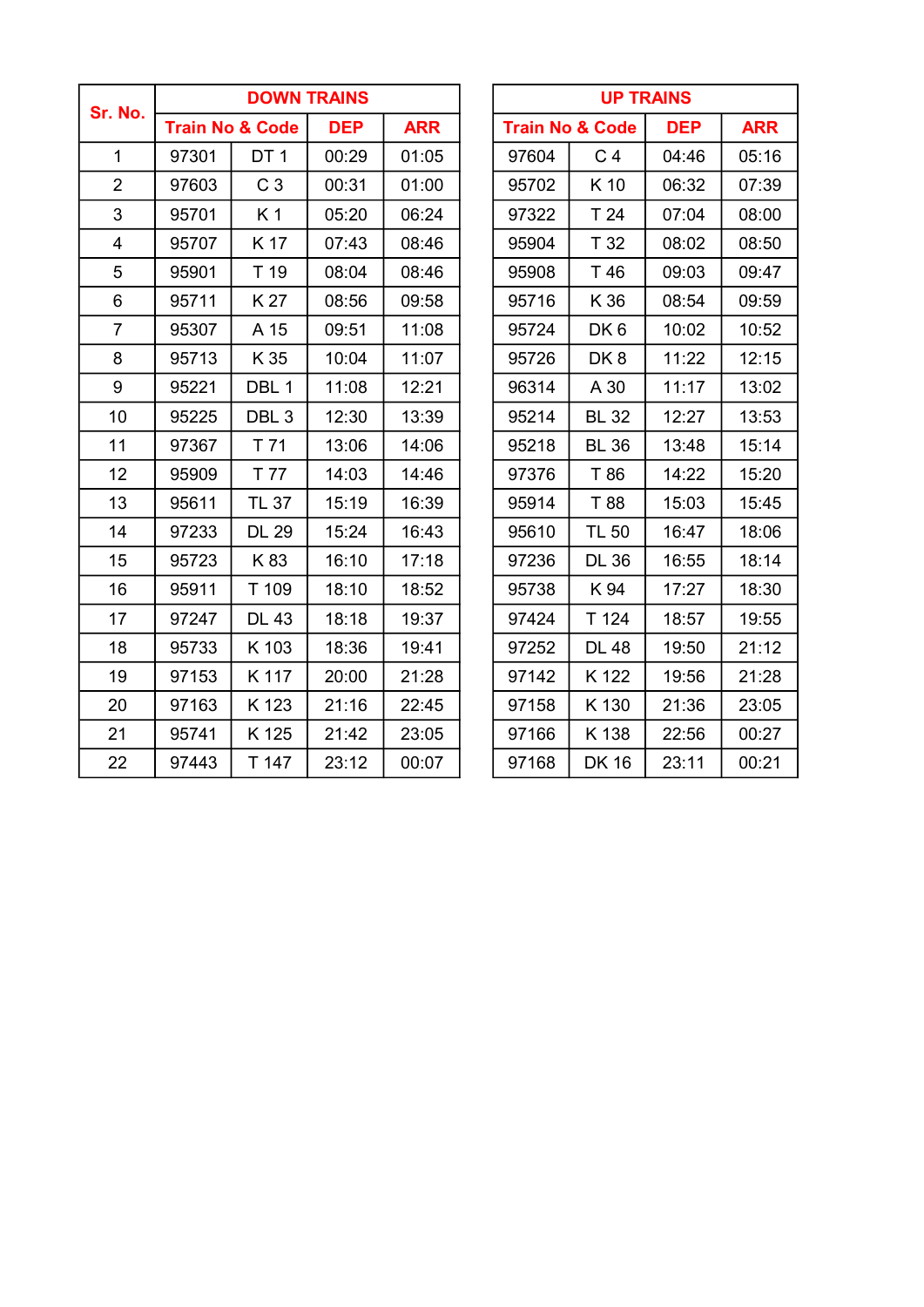| Sr. No. | DOWN TRAINS | | | | UP TRAINS | | | |
|---|---|---|---|---|---|---|---|---|
| | Train No & Code | | DEP | ARR | Train No & Code | | DEP | ARR |
| 1 | 97301 | DT 1 | 00:29 | 01:05 | 97604 | C 4 | 04:46 | 05:16 |
| 2 | 97603 | C 3 | 00:31 | 01:00 | 95702 | K 10 | 06:32 | 07:39 |
| 3 | 95701 | K 1 | 05:20 | 06:24 | 97322 | T 24 | 07:04 | 08:00 |
| 4 | 95707 | K 17 | 07:43 | 08:46 | 95904 | T 32 | 08:02 | 08:50 |
| 5 | 95901 | T 19 | 08:04 | 08:46 | 95908 | T 46 | 09:03 | 09:47 |
| 6 | 95711 | K 27 | 08:56 | 09:58 | 95716 | K 36 | 08:54 | 09:59 |
| 7 | 95307 | A 15 | 09:51 | 11:08 | 95724 | DK 6 | 10:02 | 10:52 |
| 8 | 95713 | K 35 | 10:04 | 11:07 | 95726 | DK 8 | 11:22 | 12:15 |
| 9 | 95221 | DBL 1 | 11:08 | 12:21 | 96314 | A 30 | 11:17 | 13:02 |
| 10 | 95225 | DBL 3 | 12:30 | 13:39 | 95214 | BL 32 | 12:27 | 13:53 |
| 11 | 97367 | T 71 | 13:06 | 14:06 | 95218 | BL 36 | 13:48 | 15:14 |
| 12 | 95909 | T 77 | 14:03 | 14:46 | 97376 | T 86 | 14:22 | 15:20 |
| 13 | 95611 | TL 37 | 15:19 | 16:39 | 95914 | T 88 | 15:03 | 15:45 |
| 14 | 97233 | DL 29 | 15:24 | 16:43 | 95610 | TL 50 | 16:47 | 18:06 |
| 15 | 95723 | K 83 | 16:10 | 17:18 | 97236 | DL 36 | 16:55 | 18:14 |
| 16 | 95911 | T 109 | 18:10 | 18:52 | 95738 | K 94 | 17:27 | 18:30 |
| 17 | 97247 | DL 43 | 18:18 | 19:37 | 97424 | T 124 | 18:57 | 19:55 |
| 18 | 95733 | K 103 | 18:36 | 19:41 | 97252 | DL 48 | 19:50 | 21:12 |
| 19 | 97153 | K 117 | 20:00 | 21:28 | 97142 | K 122 | 19:56 | 21:28 |
| 20 | 97163 | K 123 | 21:16 | 22:45 | 97158 | K 130 | 21:36 | 23:05 |
| 21 | 95741 | K 125 | 21:42 | 23:05 | 97166 | K 138 | 22:56 | 00:27 |
| 22 | 97443 | T 147 | 23:12 | 00:07 | 97168 | DK 16 | 23:11 | 00:21 |